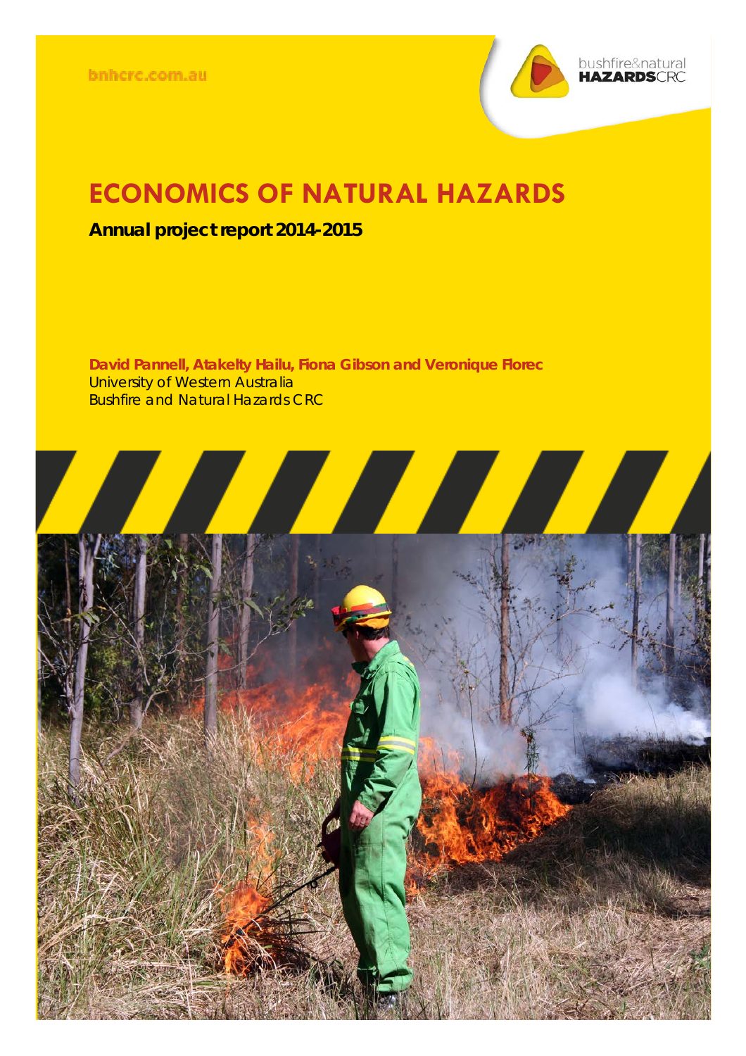bnhcrc.com.au

bushfire&natural HAZARDSCRC

# ECONOMICS OF NATURAL HAZARDS

**Annual project report 2014-2015**

**David Pannell, Atakelty Hailu, Fiona Gibson and Veronique Florec**
University of Western Australia
Bushfire and Natural Hazards CRC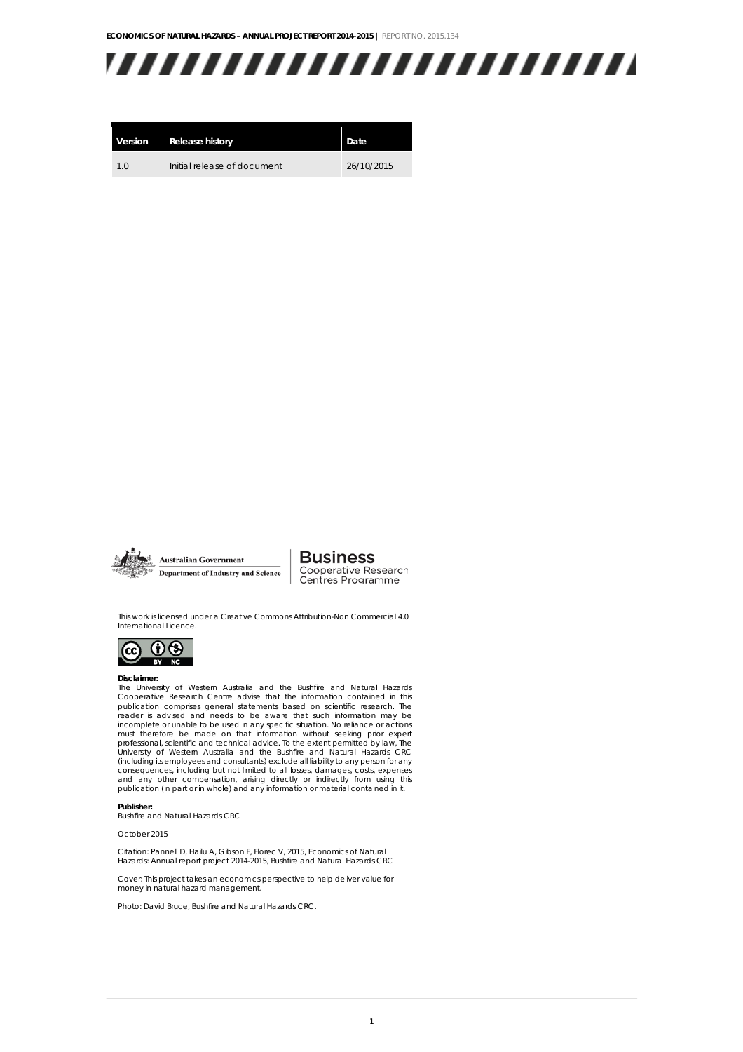| Version | Release history | Date |
| --- | --- | --- |
| 1.0 | Initial release of document | 26/10/2015 |

Australian Government
Department of Industry and Science

Business
Cooperative Research Centres Programme

This work is licensed under a Creative Commons Attribution-Non Commercial 4.0 International Licence.

**Disclaimer:**
The University of Western Australia and the Bushfire and Natural Hazards Cooperative Research Centre advise that the information contained in this publication comprises general statements based on scientific research. The reader is advised and needs to be aware that such information may be incomplete or unable to be used in any specific situation. No reliance or actions must therefore be made on that information without seeking prior expert professional, scientific and technical advice. To the extent permitted by law, The University of Western Australia and the Bushfire and Natural Hazards CRC (including its employees and consultants) exclude all liability to any person for any consequences, including but not limited to all losses, damages, costs, expenses and any other compensation, arising directly or indirectly from using this publication (in part or in whole) and any information or material contained in it.

**Publisher:**
Bushfire and Natural Hazards CRC

October 2015

Citation: Pannell D, Hailu A, Gibson F, Florec V, 2015, Economics of Natural Hazards: Annual report project 2014-2015, Bushfire and Natural Hazards CRC

Cover: This project takes an economics perspective to help deliver value for money in natural hazard management.

Photo: David Bruce, Bushfire and Natural Hazards CRC.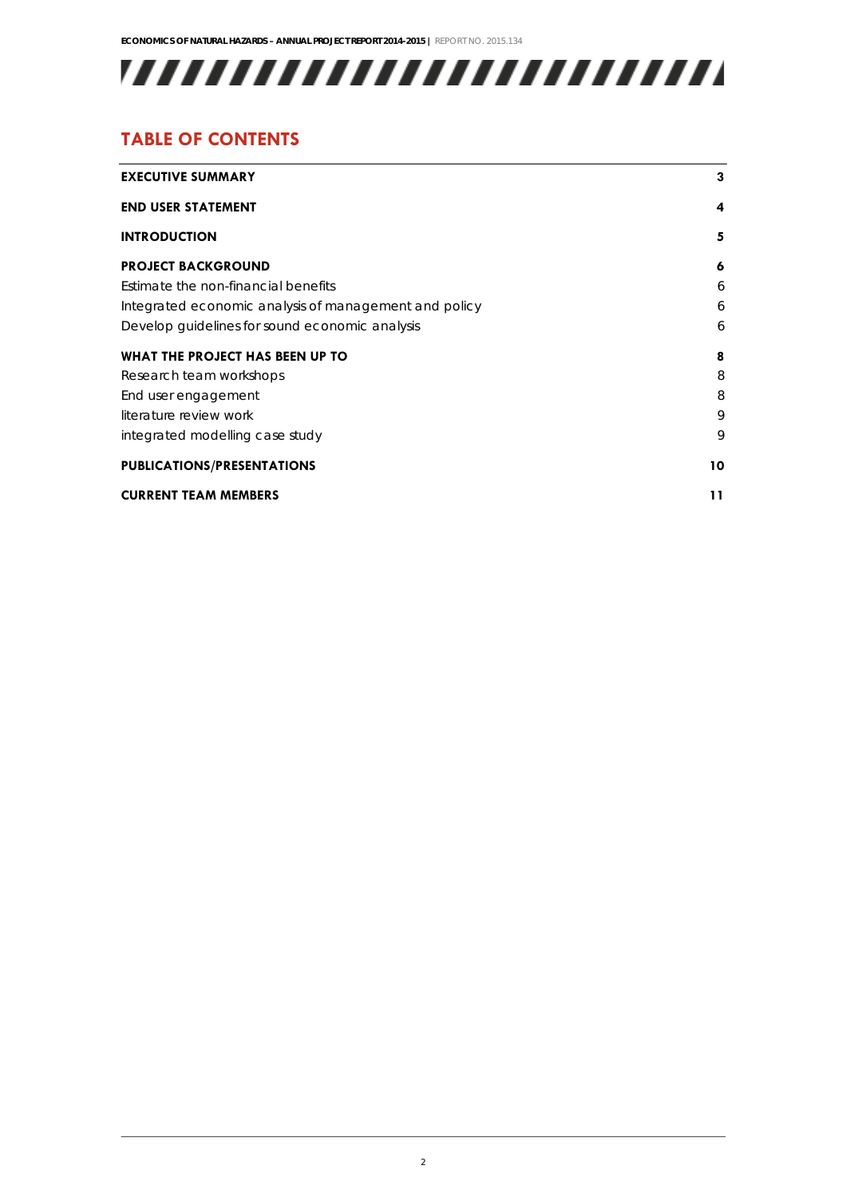# TABLE OF CONTENTS

| | |
|---|---|
| **EXECUTIVE SUMMARY** | **3** |
| **END USER STATEMENT** | **4** |
| **INTRODUCTION** | **5** |
| **PROJECT BACKGROUND** | **6** |
| Estimate the non-financial benefits | 6 |
| Integrated economic analysis of management and policy | 6 |
| Develop guidelines for sound economic analysis | 6 |
| **WHAT THE PROJECT HAS BEEN UP TO** | **8** |
| Research team workshops | 8 |
| End user engagement | 8 |
| literature review work | 9 |
| integrated modelling case study | 9 |
| **PUBLICATIONS/PRESENTATIONS** | **10** |
| **CURRENT TEAM MEMBERS** | **11** |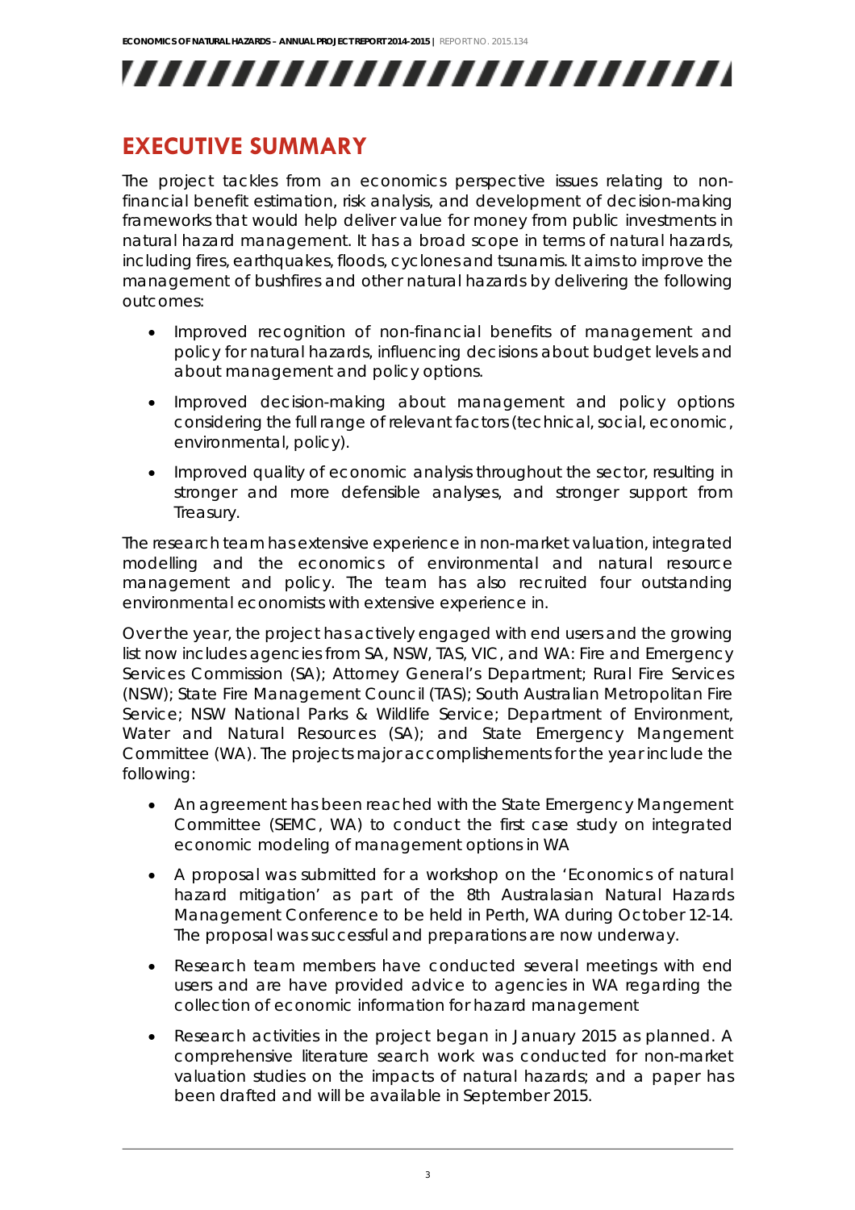# EXECUTIVE SUMMARY

The project tackles from an economics perspective issues relating to non-financial benefit estimation, risk analysis, and development of decision-making frameworks that would help deliver value for money from public investments in natural hazard management. It has a broad scope in terms of natural hazards, including fires, earthquakes, floods, cyclones and tsunamis. It aims to improve the management of bushfires and other natural hazards by delivering the following outcomes:

- Improved recognition of non-financial benefits of management and policy for natural hazards, influencing decisions about budget levels and about management and policy options.
- Improved decision-making about management and policy options considering the full range of relevant factors (technical, social, economic, environmental, policy).
- Improved quality of economic analysis throughout the sector, resulting in stronger and more defensible analyses, and stronger support from Treasury.

The research team has extensive experience in non-market valuation, integrated modelling and the economics of environmental and natural resource management and policy. The team has also recruited four outstanding environmental economists with extensive experience in.

Over the year, the project has actively engaged with end users and the growing list now includes agencies from SA, NSW, TAS, VIC, and WA: Fire and Emergency Services Commission (SA); Attorney General's Department; Rural Fire Services (NSW); State Fire Management Council (TAS); South Australian Metropolitan Fire Service; NSW National Parks & Wildlife Service; Department of Environment, Water and Natural Resources (SA); and State Emergency Mangement Committee (WA). The projects major accomplishements for the year include the following:

- An agreement has been reached with the State Emergency Mangement Committee (SEMC, WA) to conduct the first case study on integrated economic modeling of management options in WA
- A proposal was submitted for a workshop on the 'Economics of natural hazard mitigation' as part of the 8th Australasian Natural Hazards Management Conference to be held in Perth, WA during October 12-14. The proposal was successful and preparations are now underway.
- Research team members have conducted several meetings with end users and are have provided advice to agencies in WA regarding the collection of economic information for hazard management
- Research activities in the project began in January 2015 as planned. A comprehensive literature search work was conducted for non-market valuation studies on the impacts of natural hazards; and a paper has been drafted and will be available in September 2015.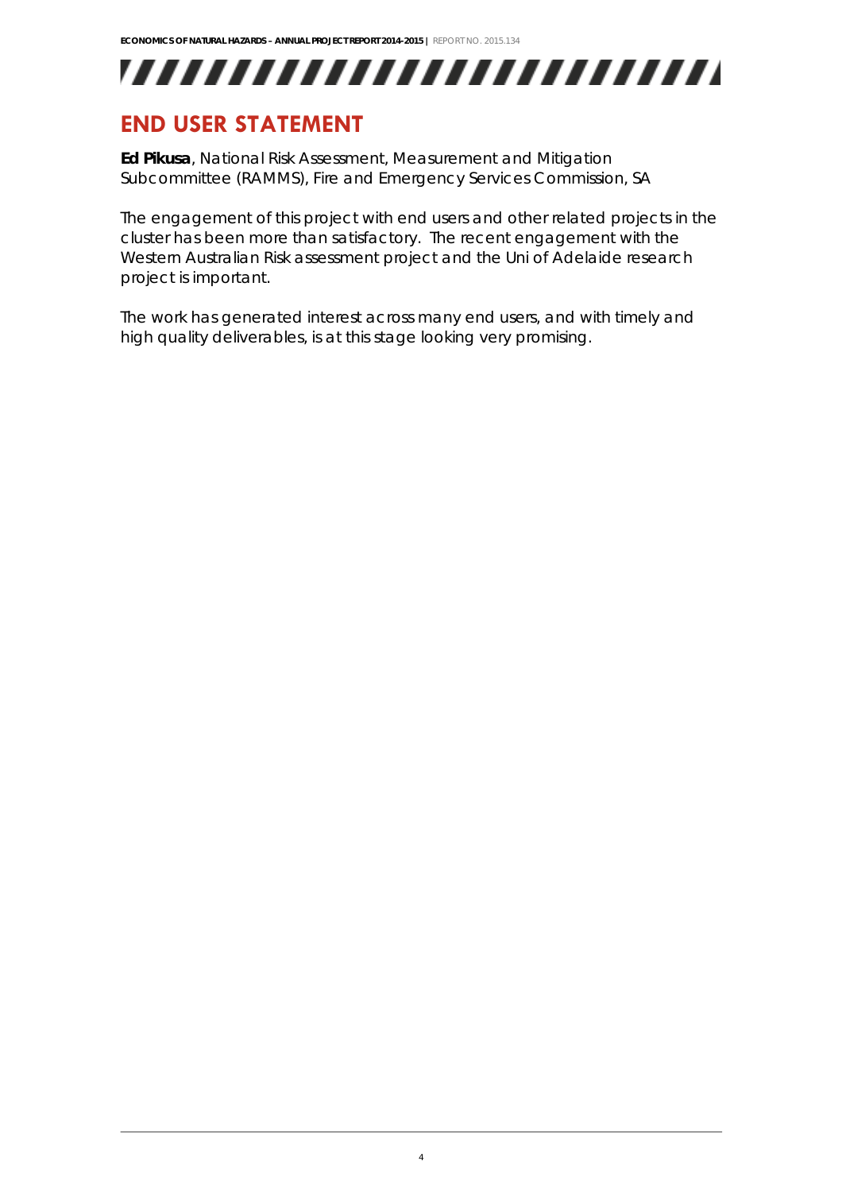# END USER STATEMENT

**Ed Pikusa**, National Risk Assessment, Measurement and Mitigation Subcommittee (RAMMS), Fire and Emergency Services Commission, SA

The engagement of this project with end users and other related projects in the cluster has been more than satisfactory. The recent engagement with the Western Australian Risk assessment project and the Uni of Adelaide research project is important.

The work has generated interest across many end users, and with timely and high quality deliverables, is at this stage looking very promising.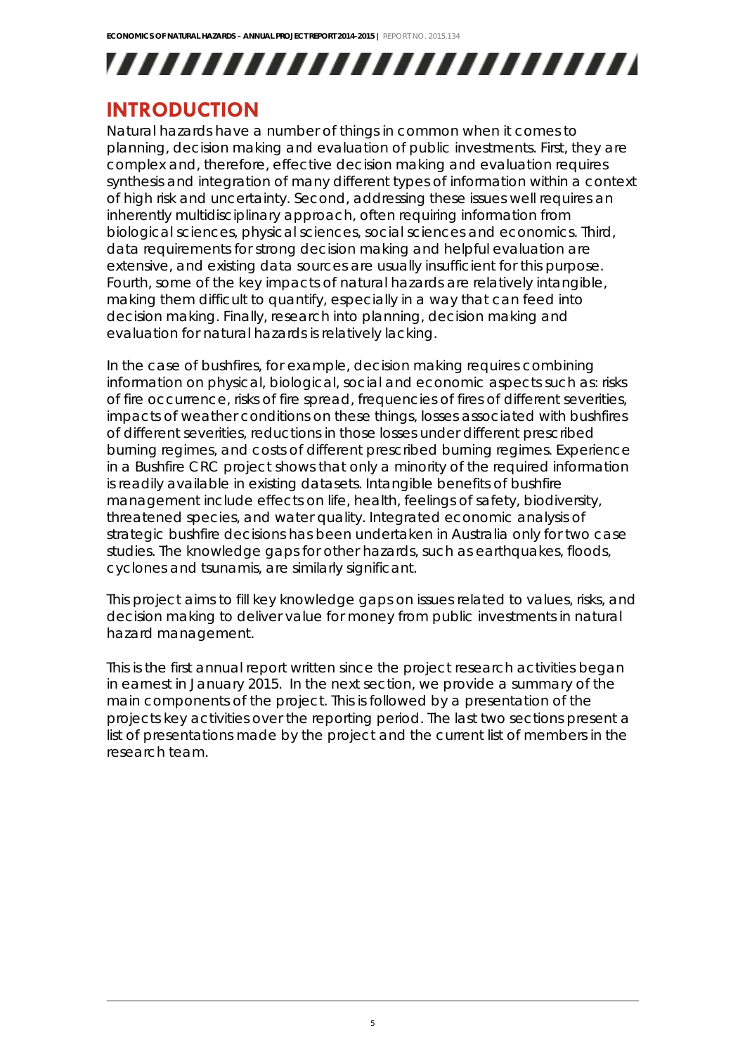# INTRODUCTION

Natural hazards have a number of things in common when it comes to planning, decision making and evaluation of public investments. First, they are complex and, therefore, effective decision making and evaluation requires synthesis and integration of many different types of information within a context of high risk and uncertainty. Second, addressing these issues well requires an inherently multidisciplinary approach, often requiring information from biological sciences, physical sciences, social sciences and economics. Third, data requirements for strong decision making and helpful evaluation are extensive, and existing data sources are usually insufficient for this purpose. Fourth, some of the key impacts of natural hazards are relatively intangible, making them difficult to quantify, especially in a way that can feed into decision making. Finally, research into planning, decision making and evaluation for natural hazards is relatively lacking.

In the case of bushfires, for example, decision making requires combining information on physical, biological, social and economic aspects such as: risks of fire occurrence, risks of fire spread, frequencies of fires of different severities, impacts of weather conditions on these things, losses associated with bushfires of different severities, reductions in those losses under different prescribed burning regimes, and costs of different prescribed burning regimes. Experience in a Bushfire CRC project shows that only a minority of the required information is readily available in existing datasets. Intangible benefits of bushfire management include effects on life, health, feelings of safety, biodiversity, threatened species, and water quality. Integrated economic analysis of strategic bushfire decisions has been undertaken in Australia only for two case studies. The knowledge gaps for other hazards, such as earthquakes, floods, cyclones and tsunamis, are similarly significant.

This project aims to fill key knowledge gaps on issues related to values, risks, and decision making to deliver value for money from public investments in natural hazard management.

This is the first annual report written since the project research activities began in earnest in January 2015. In the next section, we provide a summary of the main components of the project. This is followed by a presentation of the projects key activities over the reporting period. The last two sections present a list of presentations made by the project and the current list of members in the research team.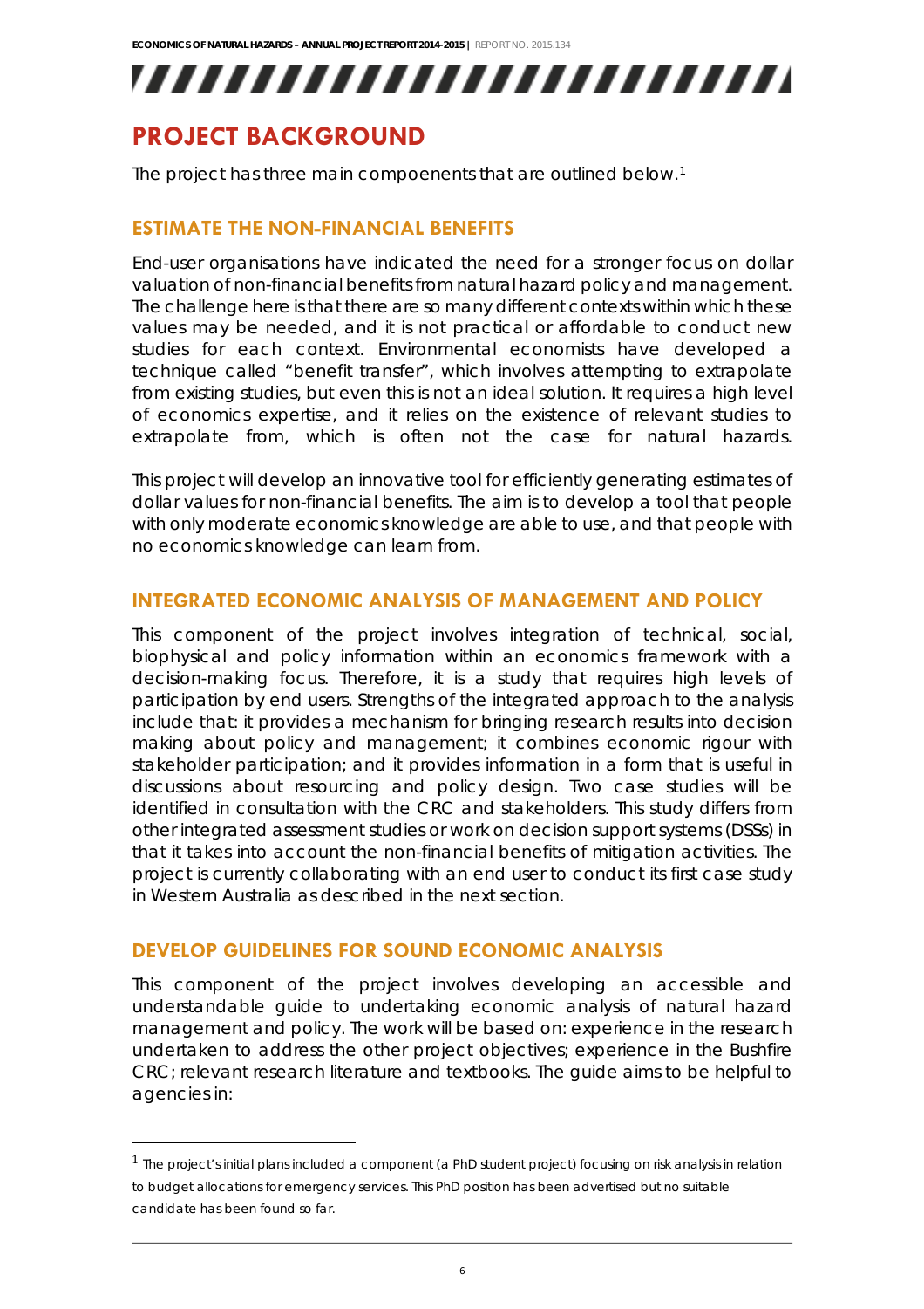# PROJECT BACKGROUND

The project has three main compoenents that are outlined below.[1]

## ESTIMATE THE NON-FINANCIAL BENEFITS

End-user organisations have indicated the need for a stronger focus on dollar valuation of non-financial benefits from natural hazard policy and management. The challenge here is that there are so many different contexts within which these values may be needed, and it is not practical or affordable to conduct new studies for each context. Environmental economists have developed a technique called "benefit transfer", which involves attempting to extrapolate from existing studies, but even this is not an ideal solution. It requires a high level of economics expertise, and it relies on the existence of relevant studies to extrapolate from, which is often not the case for natural hazards.

This project will develop an innovative tool for efficiently generating estimates of dollar values for non-financial benefits. The aim is to develop a tool that people with only moderate economics knowledge are able to use, and that people with no economics knowledge can learn from.

## INTEGRATED ECONOMIC ANALYSIS OF MANAGEMENT AND POLICY

This component of the project involves integration of technical, social, biophysical and policy information within an economics framework with a decision-making focus. Therefore, it is a study that requires high levels of participation by end users. Strengths of the integrated approach to the analysis include that: it provides a mechanism for bringing research results into decision making about policy and management; it combines economic rigour with stakeholder participation; and it provides information in a form that is useful in discussions about resourcing and policy design. Two case studies will be identified in consultation with the CRC and stakeholders. This study differs from other integrated assessment studies or work on decision support systems (DSSs) in that it takes into account the non-financial benefits of mitigation activities. The project is currently collaborating with an end user to conduct its first case study in Western Australia as described in the next section.

## DEVELOP GUIDELINES FOR SOUND ECONOMIC ANALYSIS

This component of the project involves developing an accessible and understandable guide to undertaking economic analysis of natural hazard management and policy. The work will be based on: experience in the research undertaken to address the other project objectives; experience in the Bushfire CRC; relevant research literature and textbooks. The guide aims to be helpful to agencies in:

[1] The project's initial plans included a component (a PhD student project) focusing on risk analysis in relation to budget allocations for emergency services. This PhD position has been advertised but no suitable candidate has been found so far.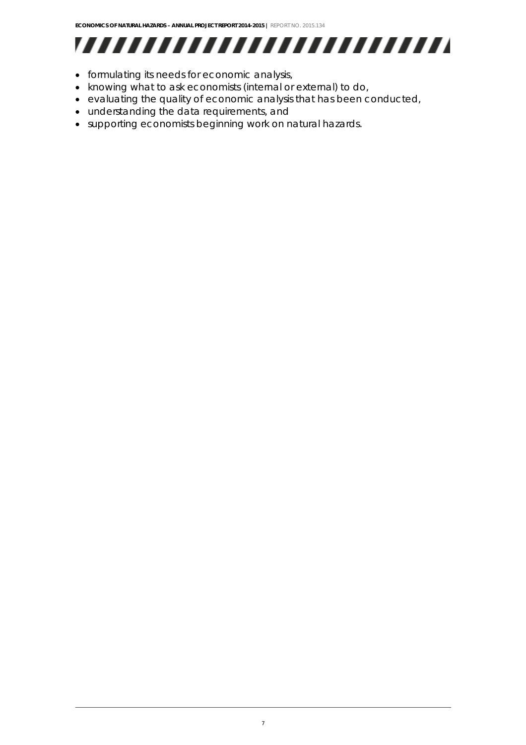- formulating its needs for economic analysis,
- knowing what to ask economists (internal or external) to do,
- evaluating the quality of economic analysis that has been conducted,
- understanding the data requirements, and
- supporting economists beginning work on natural hazards.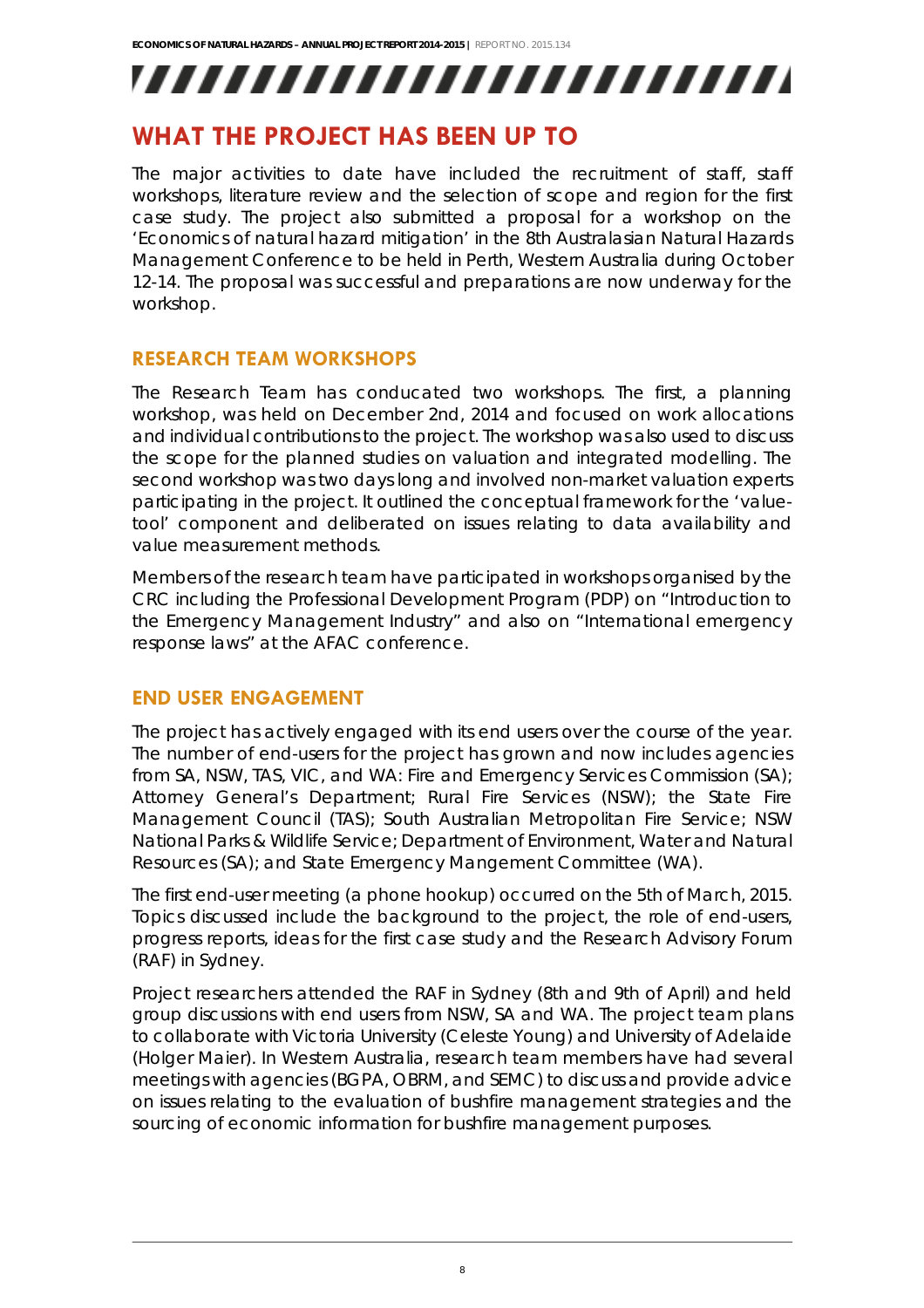## WHAT THE PROJECT HAS BEEN UP TO

The major activities to date have included the recruitment of staff, staff workshops, literature review and the selection of scope and region for the first case study. The project also submitted a proposal for a workshop on the 'Economics of natural hazard mitigation' in the 8th Australasian Natural Hazards Management Conference to be held in Perth, Western Australia during October 12-14. The proposal was successful and preparations are now underway for the workshop.

### RESEARCH TEAM WORKSHOPS

The Research Team has conducated two workshops. The first, a planning workshop, was held on December 2nd, 2014 and focused on work allocations and individual contributions to the project. The workshop was also used to discuss the scope for the planned studies on valuation and integrated modelling. The second workshop was two days long and involved non-market valuation experts participating in the project. It outlined the conceptual framework for the 'value-tool' component and deliberated on issues relating to data availability and value measurement methods.

Members of the research team have participated in workshops organised by the CRC including the Professional Development Program (PDP) on "Introduction to the Emergency Management Industry" and also on "International emergency response laws" at the AFAC conference.

### END USER ENGAGEMENT

The project has actively engaged with its end users over the course of the year. The number of end-users for the project has grown and now includes agencies from SA, NSW, TAS, VIC, and WA: Fire and Emergency Services Commission (SA); Attorney General's Department; Rural Fire Services (NSW); the State Fire Management Council (TAS); South Australian Metropolitan Fire Service; NSW National Parks & Wildlife Service; Department of Environment, Water and Natural Resources (SA); and State Emergency Mangement Committee (WA).

The first end-user meeting (a phone hookup) occurred on the 5th of March, 2015. Topics discussed include the background to the project, the role of end-users, progress reports, ideas for the first case study and the Research Advisory Forum (RAF) in Sydney.

Project researchers attended the RAF in Sydney (8th and 9th of April) and held group discussions with end users from NSW, SA and WA. The project team plans to collaborate with Victoria University (Celeste Young) and University of Adelaide (Holger Maier). In Western Australia, research team members have had several meetings with agencies (BGPA, OBRM, and SEMC) to discuss and provide advice on issues relating to the evaluation of bushfire management strategies and the sourcing of economic information for bushfire management purposes.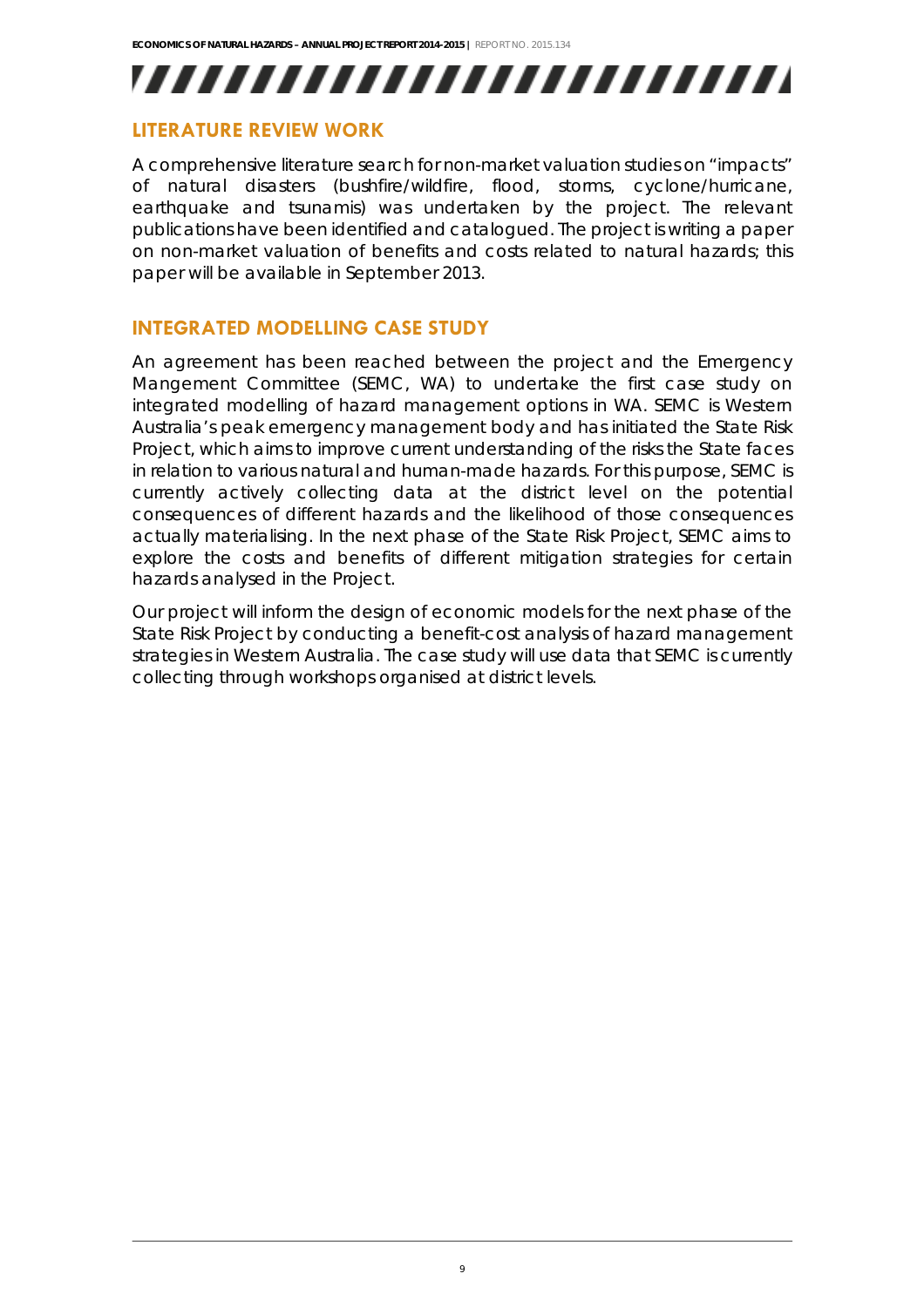## LITERATURE REVIEW WORK

A comprehensive literature search for non-market valuation studies on "impacts" of natural disasters (bushfire/wildfire, flood, storms, cyclone/hurricane, earthquake and tsunamis) was undertaken by the project. The relevant publications have been identified and catalogued. The project is writing a paper on non-market valuation of benefits and costs related to natural hazards; this paper will be available in September 2013.

## INTEGRATED MODELLING CASE STUDY

An agreement has been reached between the project and the Emergency Mangement Committee (SEMC, WA) to undertake the first case study on integrated modelling of hazard management options in WA. SEMC is Western Australia's peak emergency management body and has initiated the State Risk Project, which aims to improve current understanding of the risks the State faces in relation to various natural and human-made hazards. For this purpose, SEMC is currently actively collecting data at the district level on the potential consequences of different hazards and the likelihood of those consequences actually materialising. In the next phase of the State Risk Project, SEMC aims to explore the costs and benefits of different mitigation strategies for certain hazards analysed in the Project.

Our project will inform the design of economic models for the next phase of the State Risk Project by conducting a benefit-cost analysis of hazard management strategies in Western Australia. The case study will use data that SEMC is currently collecting through workshops organised at district levels.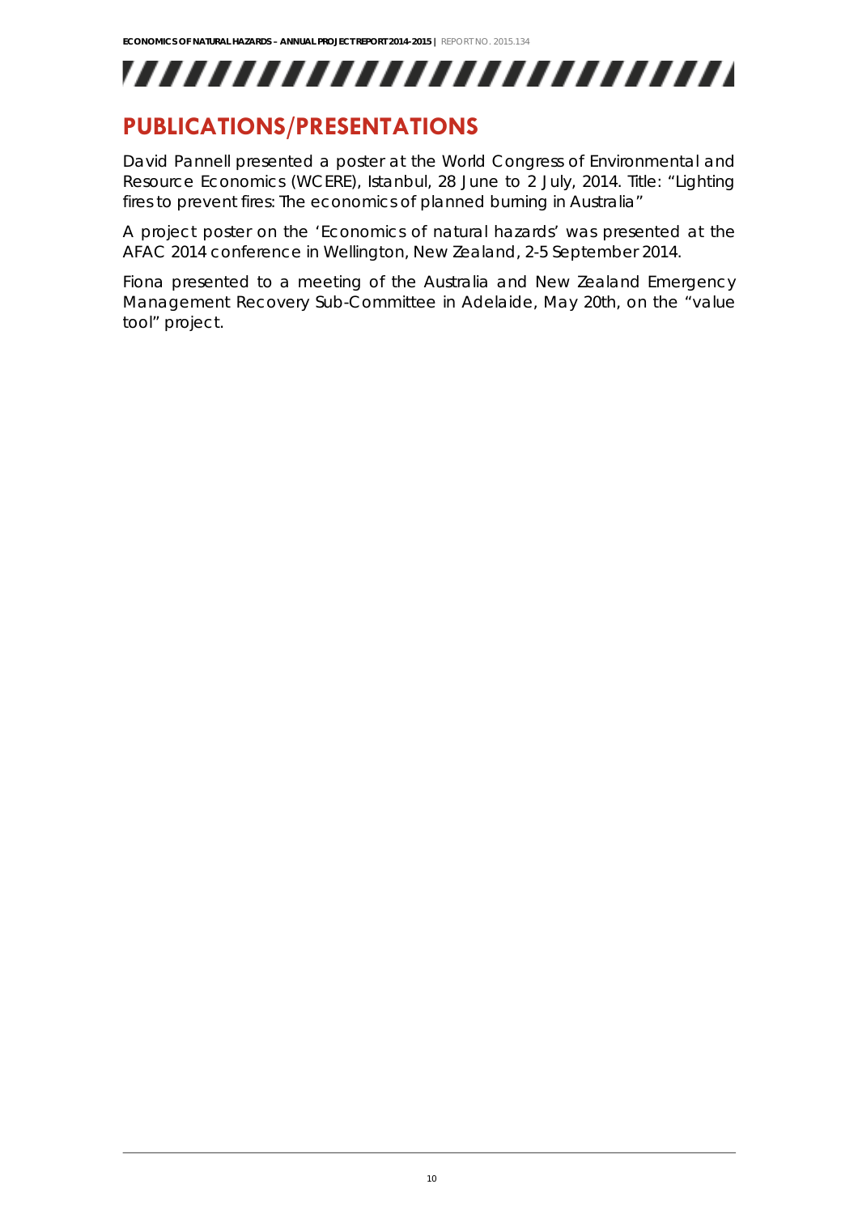## PUBLICATIONS/PRESENTATIONS

David Pannell presented a poster at the World Congress of Environmental and Resource Economics (WCERE), Istanbul, 28 June to 2 July, 2014. Title: "Lighting fires to prevent fires: The economics of planned burning in Australia"

A project poster on the 'Economics of natural hazards' was presented at the AFAC 2014 conference in Wellington, New Zealand, 2-5 September 2014.

Fiona presented to a meeting of the Australia and New Zealand Emergency Management Recovery Sub-Committee in Adelaide, May 20th, on the "value tool" project.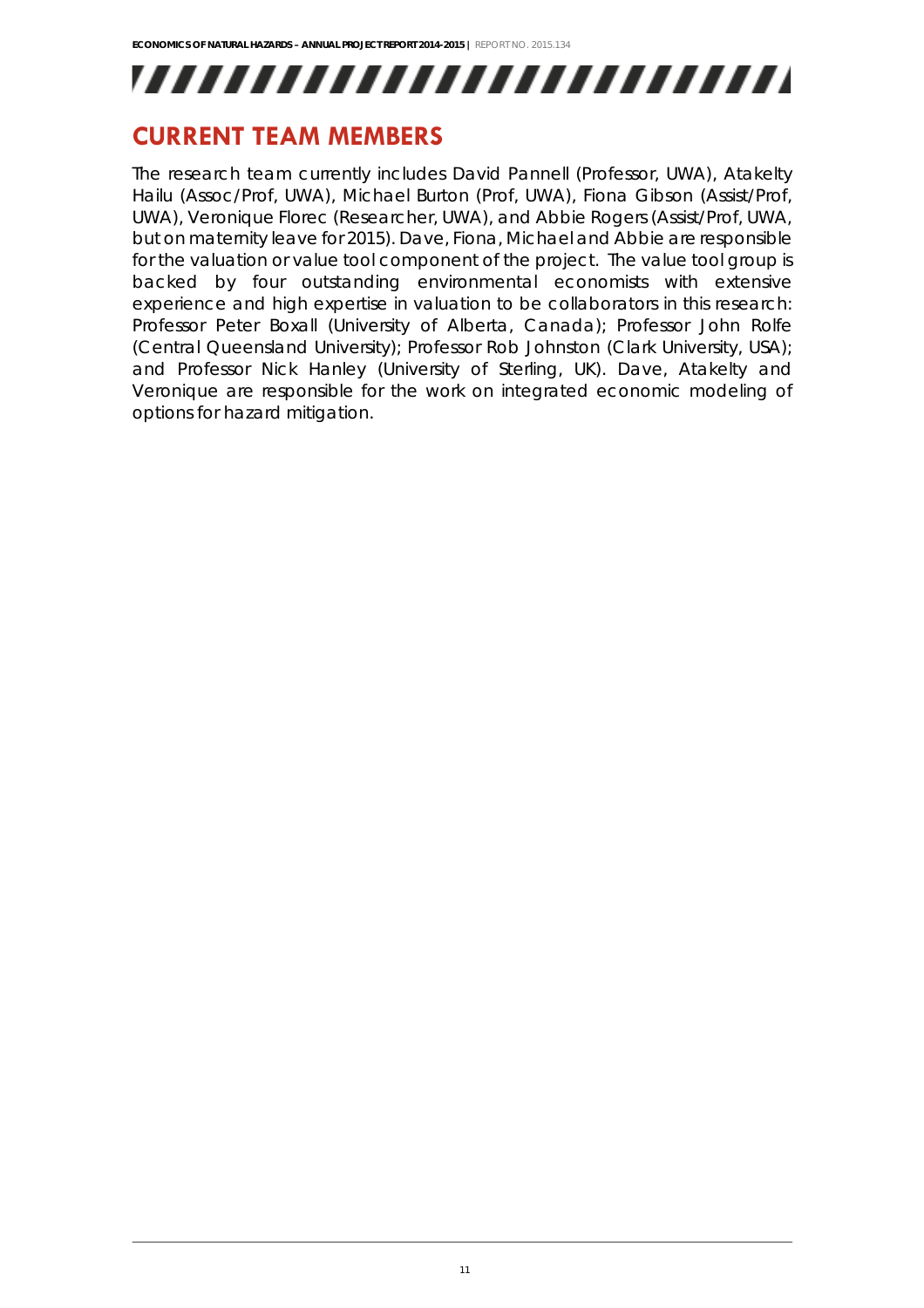## CURRENT TEAM MEMBERS

The research team currently includes David Pannell (Professor, UWA), Atakelty Hailu (Assoc/Prof, UWA), Michael Burton (Prof, UWA), Fiona Gibson (Assist/Prof, UWA), Veronique Florec (Researcher, UWA), and Abbie Rogers (Assist/Prof, UWA, but on maternity leave for 2015). Dave, Fiona, Michael and Abbie are responsible for the valuation or value tool component of the project. The value tool group is backed by four outstanding environmental economists with extensive experience and high expertise in valuation to be collaborators in this research: Professor Peter Boxall (University of Alberta, Canada); Professor John Rolfe (Central Queensland University); Professor Rob Johnston (Clark University, USA); and Professor Nick Hanley (University of Sterling, UK). Dave, Atakelty and Veronique are responsible for the work on integrated economic modeling of options for hazard mitigation.